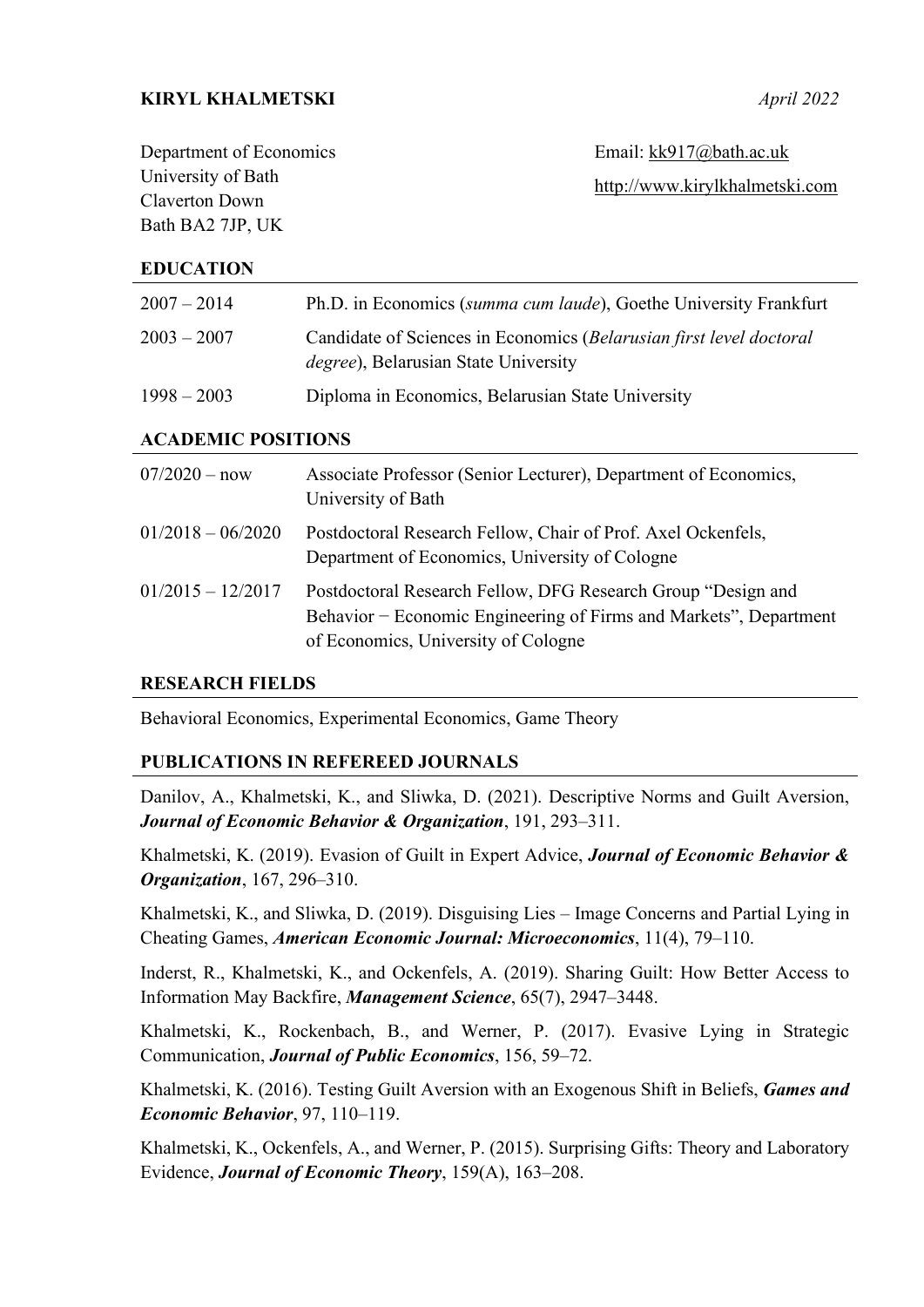**KIRYL KHALMETSKI** *April 2022*

Department of Economics
University of Bath
Claverton Down
Bath BA2 7JP, UK

Email: kk917@bath.ac.uk
http://www.kirylkhalmetski.com

## EDUCATION

| | |
|---|---|
| 2007 – 2014 | Ph.D. in Economics (*summa cum laude*), Goethe University Frankfurt |
| 2003 – 2007 | Candidate of Sciences in Economics (*Belarusian first level doctoral degree*), Belarusian State University |
| 1998 – 2003 | Diploma in Economics, Belarusian State University |

## ACADEMIC POSITIONS

| | |
|---|---|
| 07/2020 – now | Associate Professor (Senior Lecturer), Department of Economics, University of Bath |
| 01/2018 – 06/2020 | Postdoctoral Research Fellow, Chair of Prof. Axel Ockenfels, Department of Economics, University of Cologne |
| 01/2015 – 12/2017 | Postdoctoral Research Fellow, DFG Research Group "Design and Behavior − Economic Engineering of Firms and Markets", Department of Economics, University of Cologne |

## RESEARCH FIELDS

Behavioral Economics, Experimental Economics, Game Theory

## PUBLICATIONS IN REFEREED JOURNALS

Danilov, A., Khalmetski, K., and Sliwka, D. (2021). Descriptive Norms and Guilt Aversion, ***Journal of Economic Behavior & Organization***, 191, 293–311.

Khalmetski, K. (2019). Evasion of Guilt in Expert Advice, ***Journal of Economic Behavior & Organization***, 167, 296–310.

Khalmetski, K., and Sliwka, D. (2019). Disguising Lies – Image Concerns and Partial Lying in Cheating Games, ***American Economic Journal: Microeconomics***, 11(4), 79–110.

Inderst, R., Khalmetski, K., and Ockenfels, A. (2019). Sharing Guilt: How Better Access to Information May Backfire, ***Management Science***, 65(7), 2947–3448.

Khalmetski, K., Rockenbach, B., and Werner, P. (2017). Evasive Lying in Strategic Communication, ***Journal of Public Economics***, 156, 59–72.

Khalmetski, K. (2016). Testing Guilt Aversion with an Exogenous Shift in Beliefs, ***Games and Economic Behavior***, 97, 110–119.

Khalmetski, K., Ockenfels, A., and Werner, P. (2015). Surprising Gifts: Theory and Laboratory Evidence, ***Journal of Economic Theory***, 159(A), 163–208.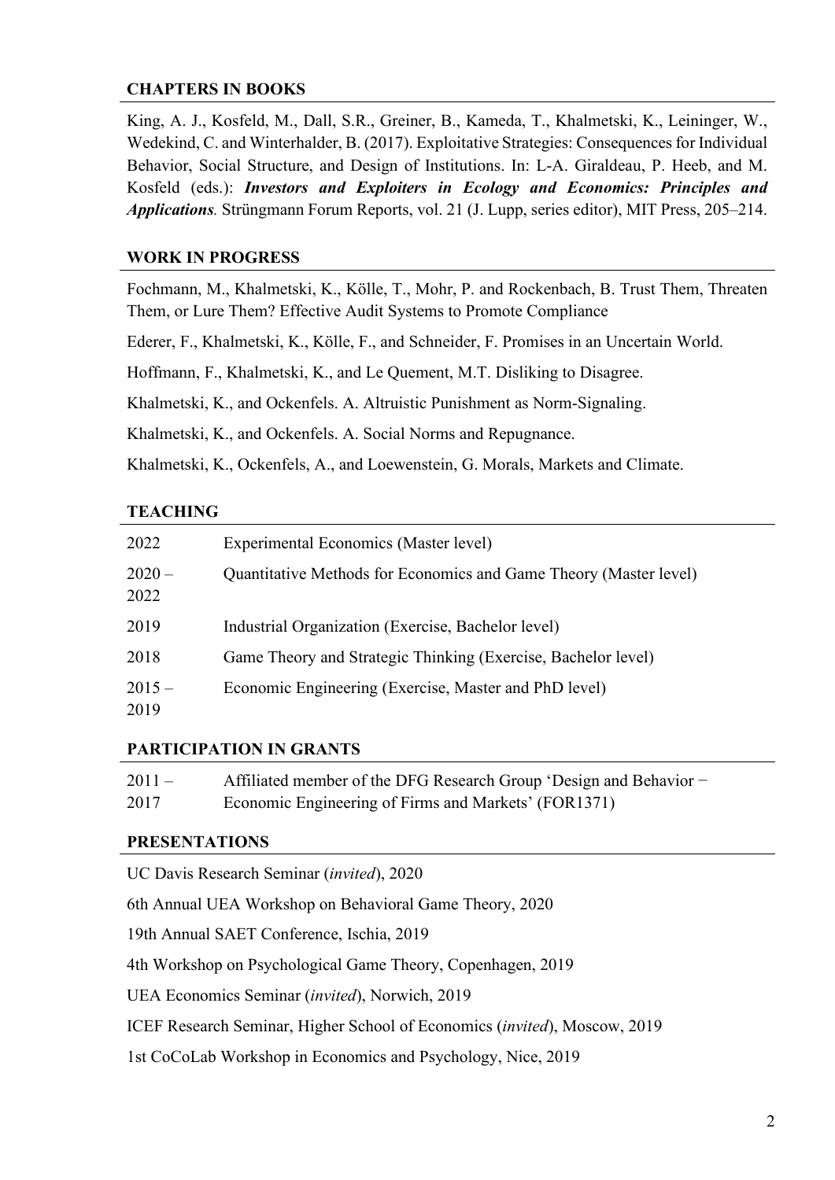## CHAPTERS IN BOOKS

King, A. J., Kosfeld, M., Dall, S.R., Greiner, B., Kameda, T., Khalmetski, K., Leininger, W., Wedekind, C. and Winterhalder, B. (2017). Exploitative Strategies: Consequences for Individual Behavior, Social Structure, and Design of Institutions. In: L-A. Giraldeau, P. Heeb, and M. Kosfeld (eds.): ***Investors and Exploiters in Ecology and Economics: Principles and Applications****.* Strüngmann Forum Reports, vol. 21 (J. Lupp, series editor), MIT Press, 205–214.

## WORK IN PROGRESS

Fochmann, M., Khalmetski, K., Kölle, T., Mohr, P. and Rockenbach, B. Trust Them, Threaten Them, or Lure Them? Effective Audit Systems to Promote Compliance

Ederer, F., Khalmetski, K., Kölle, F., and Schneider, F. Promises in an Uncertain World.

Hoffmann, F., Khalmetski, K., and Le Quement, M.T. Disliking to Disagree.

Khalmetski, K., and Ockenfels. A. Altruistic Punishment as Norm-Signaling.

Khalmetski, K., and Ockenfels. A. Social Norms and Repugnance.

Khalmetski, K., Ockenfels, A., and Loewenstein, G. Morals, Markets and Climate.

## TEACHING

| | |
|---|---|
| 2022 | Experimental Economics (Master level) |
| 2020 – 2022 | Quantitative Methods for Economics and Game Theory (Master level) |
| 2019 | Industrial Organization (Exercise, Bachelor level) |
| 2018 | Game Theory and Strategic Thinking (Exercise, Bachelor level) |
| 2015 – 2019 | Economic Engineering (Exercise, Master and PhD level) |

## PARTICIPATION IN GRANTS

| | |
|---|---|
| 2011 – 2017 | Affiliated member of the DFG Research Group 'Design and Behavior − Economic Engineering of Firms and Markets' (FOR1371) |

## PRESENTATIONS

UC Davis Research Seminar (*invited*), 2020

6th Annual UEA Workshop on Behavioral Game Theory, 2020

19th Annual SAET Conference, Ischia, 2019

4th Workshop on Psychological Game Theory, Copenhagen, 2019

UEA Economics Seminar (*invited*), Norwich, 2019

ICEF Research Seminar, Higher School of Economics (*invited*), Moscow, 2019

1st CoCoLab Workshop in Economics and Psychology, Nice, 2019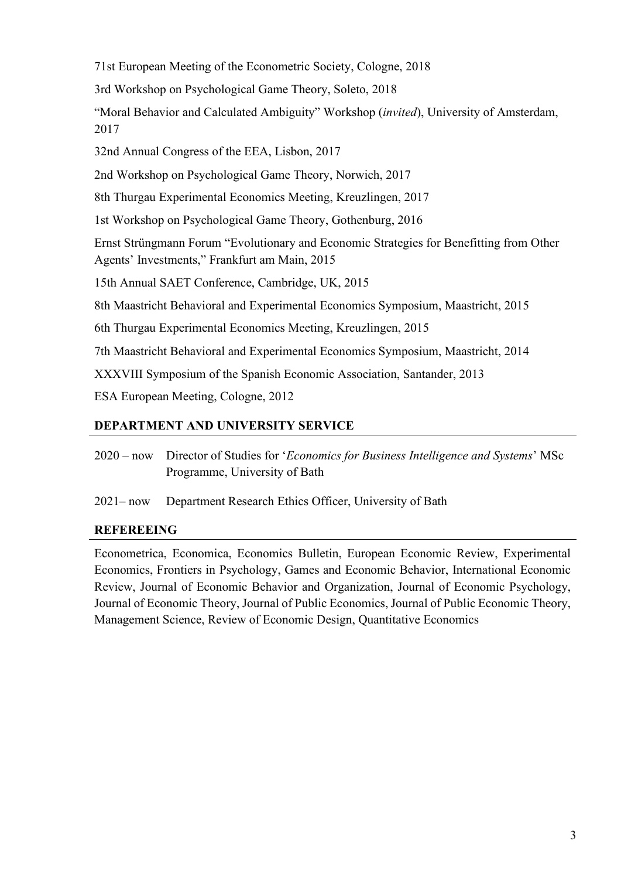71st European Meeting of the Econometric Society, Cologne, 2018

3rd Workshop on Psychological Game Theory, Soleto, 2018

"Moral Behavior and Calculated Ambiguity" Workshop (*invited*), University of Amsterdam, 2017

32nd Annual Congress of the EEA, Lisbon, 2017

2nd Workshop on Psychological Game Theory, Norwich, 2017

8th Thurgau Experimental Economics Meeting, Kreuzlingen, 2017

1st Workshop on Psychological Game Theory, Gothenburg, 2016

Ernst Strüngmann Forum "Evolutionary and Economic Strategies for Benefitting from Other Agents' Investments," Frankfurt am Main, 2015

15th Annual SAET Conference, Cambridge, UK, 2015

8th Maastricht Behavioral and Experimental Economics Symposium, Maastricht, 2015

6th Thurgau Experimental Economics Meeting, Kreuzlingen, 2015

7th Maastricht Behavioral and Experimental Economics Symposium, Maastricht, 2014

XXXVIII Symposium of the Spanish Economic Association, Santander, 2013

ESA European Meeting, Cologne, 2012

## DEPARTMENT AND UNIVERSITY SERVICE

2020 – now Director of Studies for '*Economics for Business Intelligence and Systems*' MSc Programme, University of Bath

2021– now Department Research Ethics Officer, University of Bath

## REFEREEING

Econometrica, Economica, Economics Bulletin, European Economic Review, Experimental Economics, Frontiers in Psychology, Games and Economic Behavior, International Economic Review, Journal of Economic Behavior and Organization, Journal of Economic Psychology, Journal of Economic Theory, Journal of Public Economics, Journal of Public Economic Theory, Management Science, Review of Economic Design, Quantitative Economics